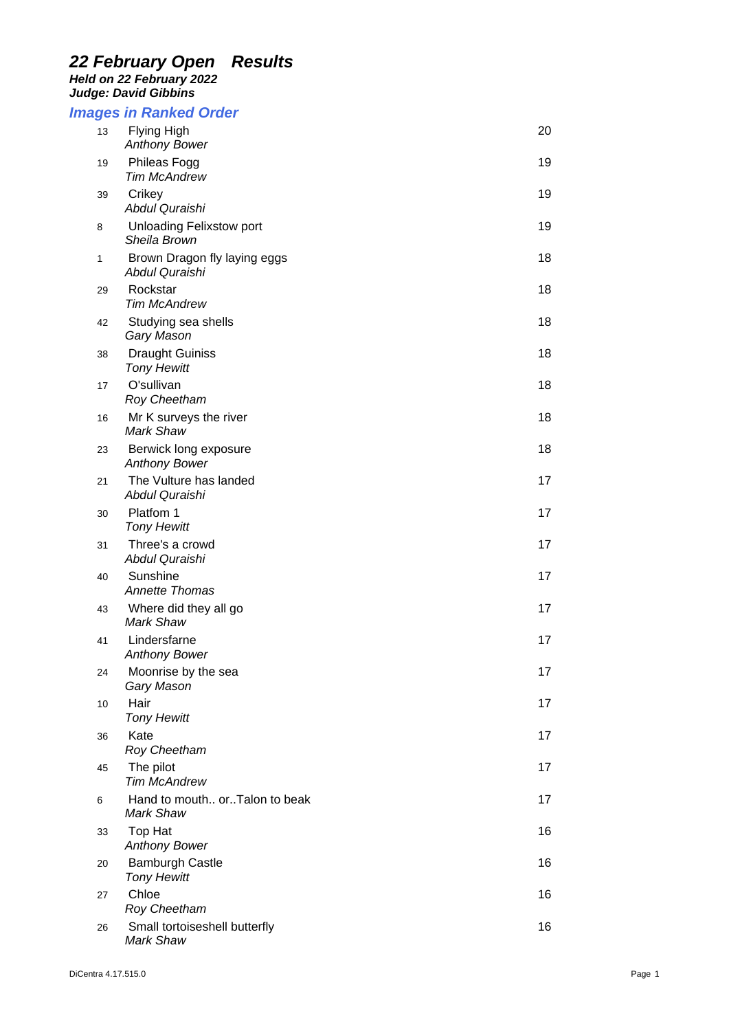# *22 February Open Results*

***Held on 22 February 2022***
***Judge: David Gibbins***

## *Images in Ranked Order*

| No. | Title / Author | Score |
|---|---|---|
| 13 | Flying High<br>*Anthony Bower* | 20 |
| 19 | Phileas Fogg<br>*Tim McAndrew* | 19 |
| 39 | Crikey<br>*Abdul Quraishi* | 19 |
| 8 | Unloading Felixstow port<br>*Sheila Brown* | 19 |
| 1 | Brown Dragon fly laying eggs<br>*Abdul Quraishi* | 18 |
| 29 | Rockstar<br>*Tim McAndrew* | 18 |
| 42 | Studying sea shells<br>*Gary Mason* | 18 |
| 38 | Draught Guiniss<br>*Tony Hewitt* | 18 |
| 17 | O'sullivan<br>*Roy Cheetham* | 18 |
| 16 | Mr K surveys the river<br>*Mark Shaw* | 18 |
| 23 | Berwick long exposure<br>*Anthony Bower* | 18 |
| 21 | The Vulture has landed<br>*Abdul Quraishi* | 17 |
| 30 | Platfom 1<br>*Tony Hewitt* | 17 |
| 31 | Three's a crowd<br>*Abdul Quraishi* | 17 |
| 40 | Sunshine<br>*Annette Thomas* | 17 |
| 43 | Where did they all go<br>*Mark Shaw* | 17 |
| 41 | Lindersfarne<br>*Anthony Bower* | 17 |
| 24 | Moonrise by the sea<br>*Gary Mason* | 17 |
| 10 | Hair<br>*Tony Hewitt* | 17 |
| 36 | Kate<br>*Roy Cheetham* | 17 |
| 45 | The pilot<br>*Tim McAndrew* | 17 |
| 6 | Hand to mouth.. or..Talon to beak<br>*Mark Shaw* | 17 |
| 33 | Top Hat<br>*Anthony Bower* | 16 |
| 20 | Bamburgh Castle<br>*Tony Hewitt* | 16 |
| 27 | Chloe<br>*Roy Cheetham* | 16 |
| 26 | Small tortoiseshell butterfly<br>*Mark Shaw* | 16 |

DiCentra 4.17.515.0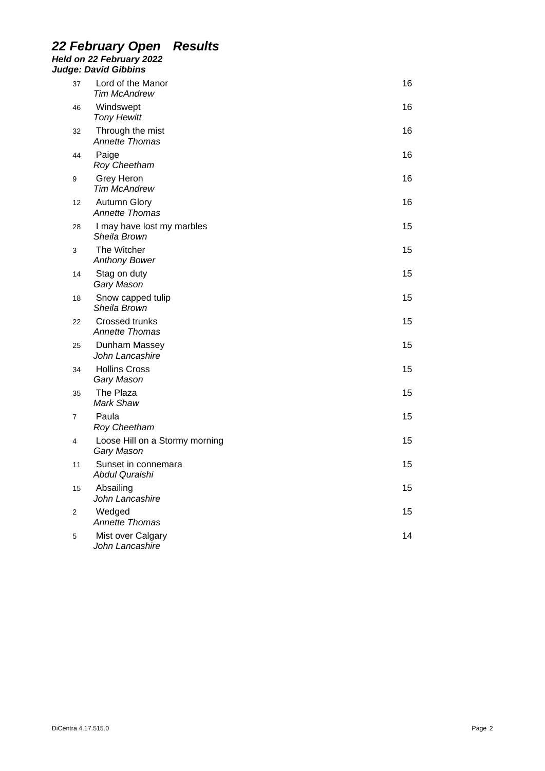# *22 February Open Results*

***Held on 22 February 2022***
***Judge: David Gibbins***

| No. | Title / Author | Score |
|---|---|---|
| 37 | Lord of the Manor<br>*Tim McAndrew* | 16 |
| 46 | Windswept<br>*Tony Hewitt* | 16 |
| 32 | Through the mist<br>*Annette Thomas* | 16 |
| 44 | Paige<br>*Roy Cheetham* | 16 |
| 9 | Grey Heron<br>*Tim McAndrew* | 16 |
| 12 | Autumn Glory<br>*Annette Thomas* | 16 |
| 28 | I may have lost my marbles<br>*Sheila Brown* | 15 |
| 3 | The Witcher<br>*Anthony Bower* | 15 |
| 14 | Stag on duty<br>*Gary Mason* | 15 |
| 18 | Snow capped tulip<br>*Sheila Brown* | 15 |
| 22 | Crossed trunks<br>*Annette Thomas* | 15 |
| 25 | Dunham Massey<br>*John Lancashire* | 15 |
| 34 | Hollins Cross<br>*Gary Mason* | 15 |
| 35 | The Plaza<br>*Mark Shaw* | 15 |
| 7 | Paula<br>*Roy Cheetham* | 15 |
| 4 | Loose Hill on a Stormy morning<br>*Gary Mason* | 15 |
| 11 | Sunset in connemara<br>*Abdul Quraishi* | 15 |
| 15 | Absailing<br>*John Lancashire* | 15 |
| 2 | Wedged<br>*Annette Thomas* | 15 |
| 5 | Mist over Calgary<br>*John Lancashire* | 14 |

DiCentra 4.17.515.0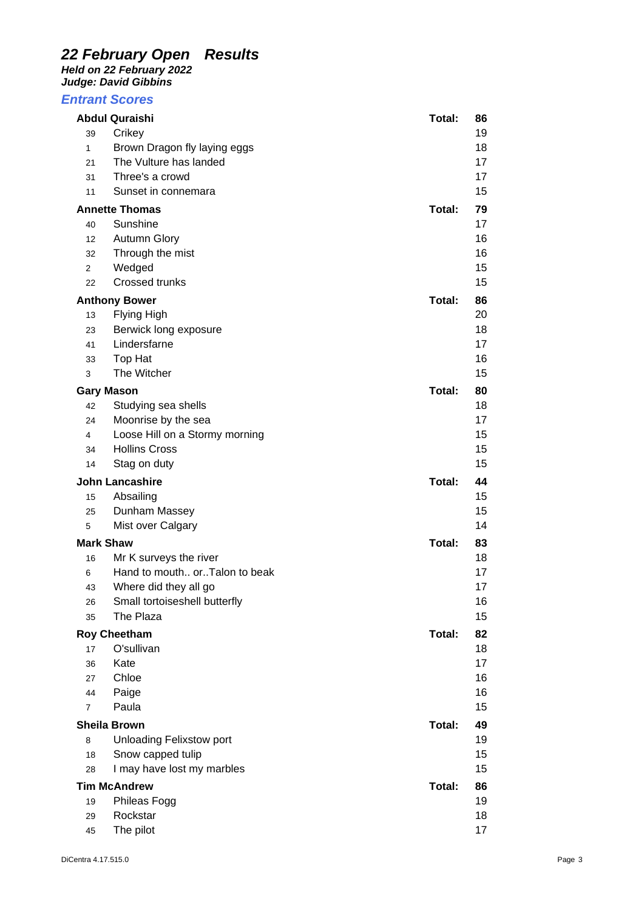# *22 February Open Results*

***Held on 22 February 2022***
***Judge: David Gibbins***

## *Entrant Scores*

| | Entrant / Title | Score |
|---|---|---|
| | **Abdul Quraishi** | **Total: 86** |
| 39 | Crikey | 19 |
| 1 | Brown Dragon fly laying eggs | 18 |
| 21 | The Vulture has landed | 17 |
| 31 | Three's a crowd | 17 |
| 11 | Sunset in connemara | 15 |
| | **Annette Thomas** | **Total: 79** |
| 40 | Sunshine | 17 |
| 12 | Autumn Glory | 16 |
| 32 | Through the mist | 16 |
| 2 | Wedged | 15 |
| 22 | Crossed trunks | 15 |
| | **Anthony Bower** | **Total: 86** |
| 13 | Flying High | 20 |
| 23 | Berwick long exposure | 18 |
| 41 | Lindersfarne | 17 |
| 33 | Top Hat | 16 |
| 3 | The Witcher | 15 |
| | **Gary Mason** | **Total: 80** |
| 42 | Studying sea shells | 18 |
| 24 | Moonrise by the sea | 17 |
| 4 | Loose Hill on a Stormy morning | 15 |
| 34 | Hollins Cross | 15 |
| 14 | Stag on duty | 15 |
| | **John Lancashire** | **Total: 44** |
| 15 | Absailing | 15 |
| 25 | Dunham Massey | 15 |
| 5 | Mist over Calgary | 14 |
| | **Mark Shaw** | **Total: 83** |
| 16 | Mr K surveys the river | 18 |
| 6 | Hand to mouth.. or..Talon to beak | 17 |
| 43 | Where did they all go | 17 |
| 26 | Small tortoiseshell butterfly | 16 |
| 35 | The Plaza | 15 |
| | **Roy Cheetham** | **Total: 82** |
| 17 | O'sullivan | 18 |
| 36 | Kate | 17 |
| 27 | Chloe | 16 |
| 44 | Paige | 16 |
| 7 | Paula | 15 |
| | **Sheila Brown** | **Total: 49** |
| 8 | Unloading Felixstow port | 19 |
| 18 | Snow capped tulip | 15 |
| 28 | I may have lost my marbles | 15 |
| | **Tim McAndrew** | **Total: 86** |
| 19 | Phileas Fogg | 19 |
| 29 | Rockstar | 18 |
| 45 | The pilot | 17 |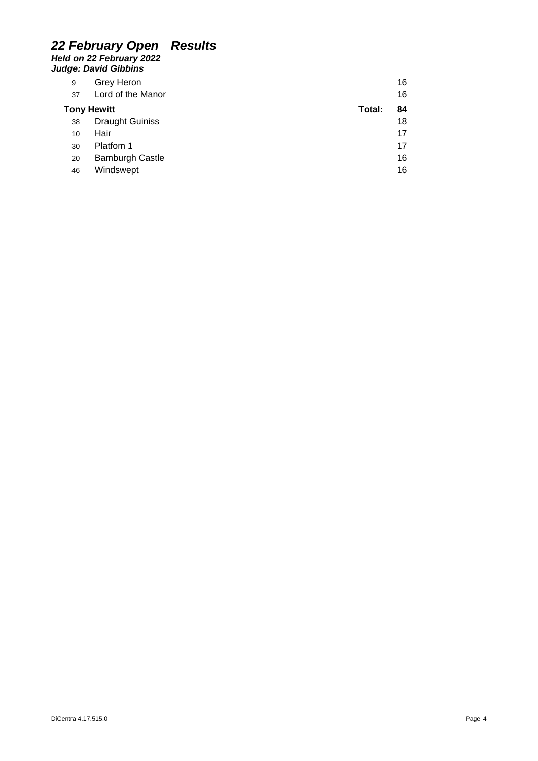# 22 February Open Results

***Held on 22 February 2022***
***Judge: David Gibbins***

| | | | |
|---|---|---|---|
| 9 | Grey Heron | | 16 |
| 37 | Lord of the Manor | | 16 |
| **Tony Hewitt** | | **Total:** | **84** |
| 38 | Draught Guiniss | | 18 |
| 10 | Hair | | 17 |
| 30 | Platfom 1 | | 17 |
| 20 | Bamburgh Castle | | 16 |
| 46 | Windswept | | 16 |

DiCentra 4.17.515.0